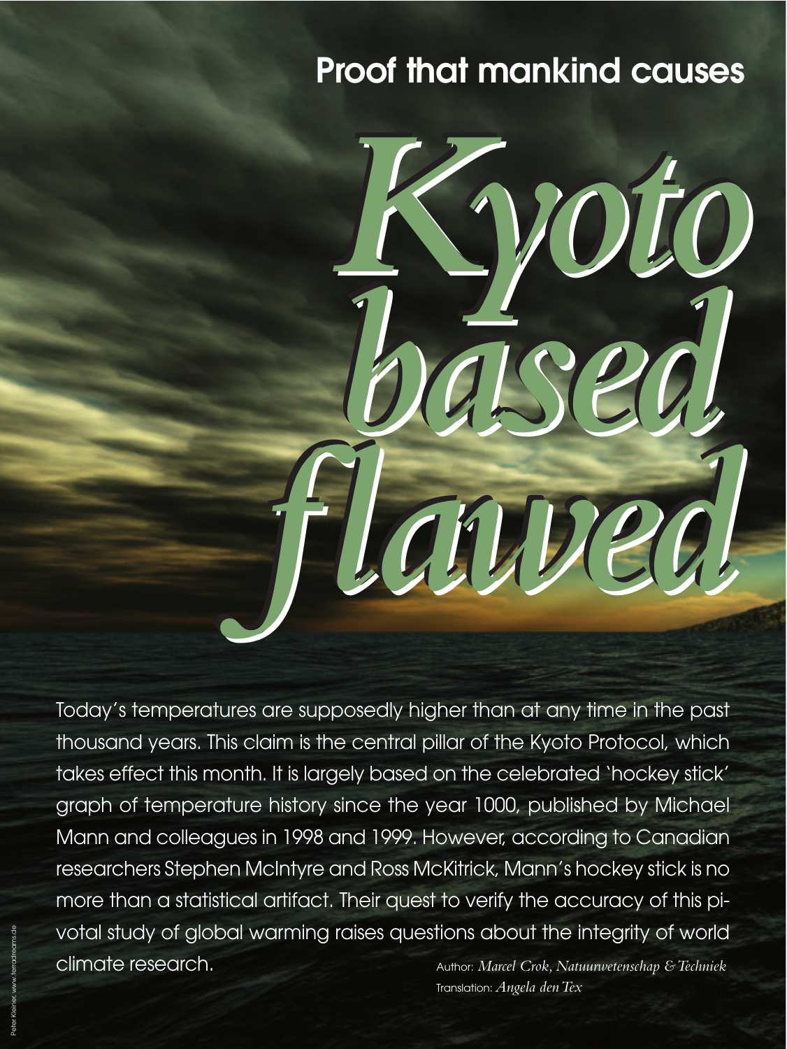# Proof that mankind causes *Kyoto based flawed*

Today's temperatures are supposedly higher than at any time in the past thousand years. This claim is the central pillar of the Kyoto Protocol, which takes effect this month. It is largely based on the celebrated 'hockey stick' graph of temperature history since the year 1000, published by Michael Mann and colleagues in 1998 and 1999. However, according to Canadian researchers Stephen McIntyre and Ross McKitrick, Mann's hockey stick is no more than a statistical artifact. Their quest to verify the accuracy of this pivotal study of global warming raises questions about the integrity of world climate research.

Author: *Marcel Crok, Natuurwetenschap & Techniek*
Translation: *Angela den Tex*

Peter Kleiner, www.terradreams.de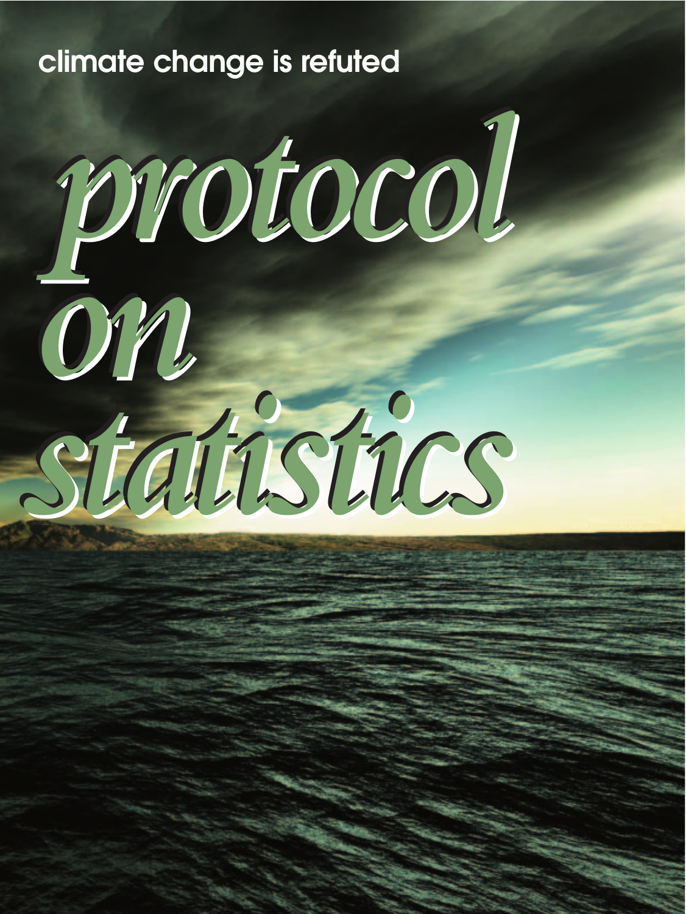climate change is refuted

# *protocol on statistics*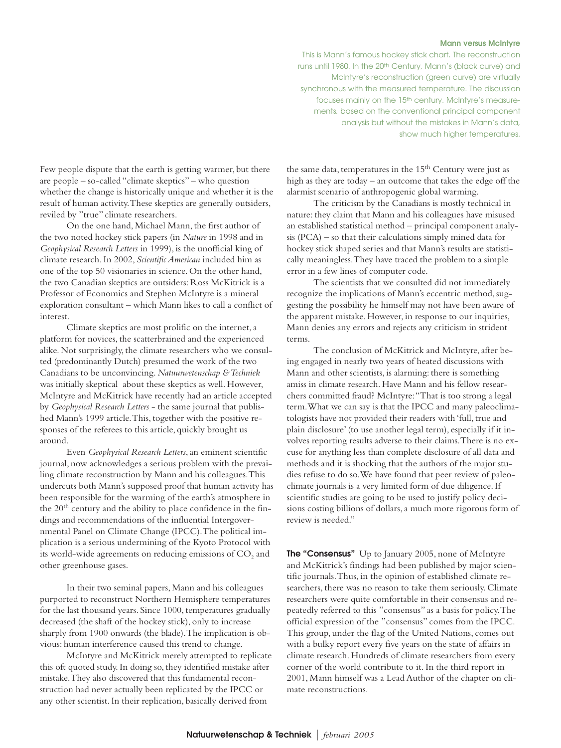**Mann versus McIntyre**

This is Mann's famous hockey stick chart. The reconstruction runs until 1980. In the 20th Century, Mann's (black curve) and McIntyre's reconstruction (green curve) are virtually synchronous with the measured temperature. The discussion focuses mainly on the 15th century. McIntyre's measurements, based on the conventional principal component analysis but without the mistakes in Mann's data, show much higher temperatures.

Few people dispute that the earth is getting warmer, but there are people – so-called "climate skeptics" – who question whether the change is historically unique and whether it is the result of human activity. These skeptics are generally outsiders, reviled by "true" climate researchers.

On the one hand, Michael Mann, the first author of the two noted hockey stick papers (in *Nature* in 1998 and in *Geophysical Research Letters* in 1999), is the unofficial king of climate research. In 2002, *Scientific American* included him as one of the top 50 visionaries in science. On the other hand, the two Canadian skeptics are outsiders: Ross McKitrick is a Professor of Economics and Stephen McIntyre is a mineral exploration consultant – which Mann likes to call a conflict of interest.

Climate skeptics are most prolific on the internet, a platform for novices, the scatterbrained and the experienced alike. Not surprisingly, the climate researchers who we consulted (predominantly Dutch) presumed the work of the two Canadians to be unconvincing. *Natuurwetenschap & Techniek* was initially skeptical about these skeptics as well. However, McIntyre and McKitrick have recently had an article accepted by *Geophysical Research Letters* - the same journal that published Mann's 1999 article. This, together with the positive responses of the referees to this article, quickly brought us around.

Even *Geophysical Research Letters*, an eminent scientific journal, now acknowledges a serious problem with the prevailing climate reconstruction by Mann and his colleagues. This undercuts both Mann's supposed proof that human activity has been responsible for the warming of the earth's atmosphere in the 20th century and the ability to place confidence in the findings and recommendations of the influential Intergovernmental Panel on Climate Change (IPCC). The political implication is a serious undermining of the Kyoto Protocol with its world-wide agreements on reducing emissions of $CO_2$ and other greenhouse gases.

In their two seminal papers, Mann and his colleagues purported to reconstruct Northern Hemisphere temperatures for the last thousand years. Since 1000, temperatures gradually decreased (the shaft of the hockey stick), only to increase sharply from 1900 onwards (the blade). The implication is obvious: human interference caused this trend to change.

McIntyre and McKitrick merely attempted to replicate this oft quoted study. In doing so, they identified mistake after mistake. They also discovered that this fundamental reconstruction had never actually been replicated by the IPCC or any other scientist. In their replication, basically derived from the same data, temperatures in the 15th Century were just as high as they are today – an outcome that takes the edge off the alarmist scenario of anthropogenic global warming.

The criticism by the Canadians is mostly technical in nature: they claim that Mann and his colleagues have misused an established statistical method – principal component analysis (PCA) – so that their calculations simply mined data for hockey stick shaped series and that Mann's results are statistically meaningless. They have traced the problem to a simple error in a few lines of computer code.

The scientists that we consulted did not immediately recognize the implications of Mann's eccentric method, suggesting the possibility he himself may not have been aware of the apparent mistake. However, in response to our inquiries, Mann denies any errors and rejects any criticism in strident terms.

The conclusion of McKitrick and McIntyre, after being engaged in nearly two years of heated discussions with Mann and other scientists, is alarming: there is something amiss in climate research. Have Mann and his fellow researchers committed fraud? McIntyre: "That is too strong a legal term. What we can say is that the IPCC and many paleoclimatologists have not provided their readers with 'full, true and plain disclosure' (to use another legal term), especially if it involves reporting results adverse to their claims. There is no excuse for anything less than complete disclosure of all data and methods and it is shocking that the authors of the major studies refuse to do so. We have found that peer review of paleoclimate journals is a very limited form of due diligence. If scientific studies are going to be used to justify policy decisions costing billions of dollars, a much more rigorous form of review is needed."

**The "Consensus"** Up to January 2005, none of McIntyre and McKitrick's findings had been published by major scientific journals. Thus, in the opinion of established climate researchers, there was no reason to take them seriously. Climate researchers were quite comfortable in their consensus and repeatedly referred to this "consensus" as a basis for policy. The official expression of the "consensus" comes from the IPCC. This group, under the flag of the United Nations, comes out with a bulky report every five years on the state of affairs in climate research. Hundreds of climate researchers from every corner of the world contribute to it. In the third report in 2001, Mann himself was a Lead Author of the chapter on climate reconstructions.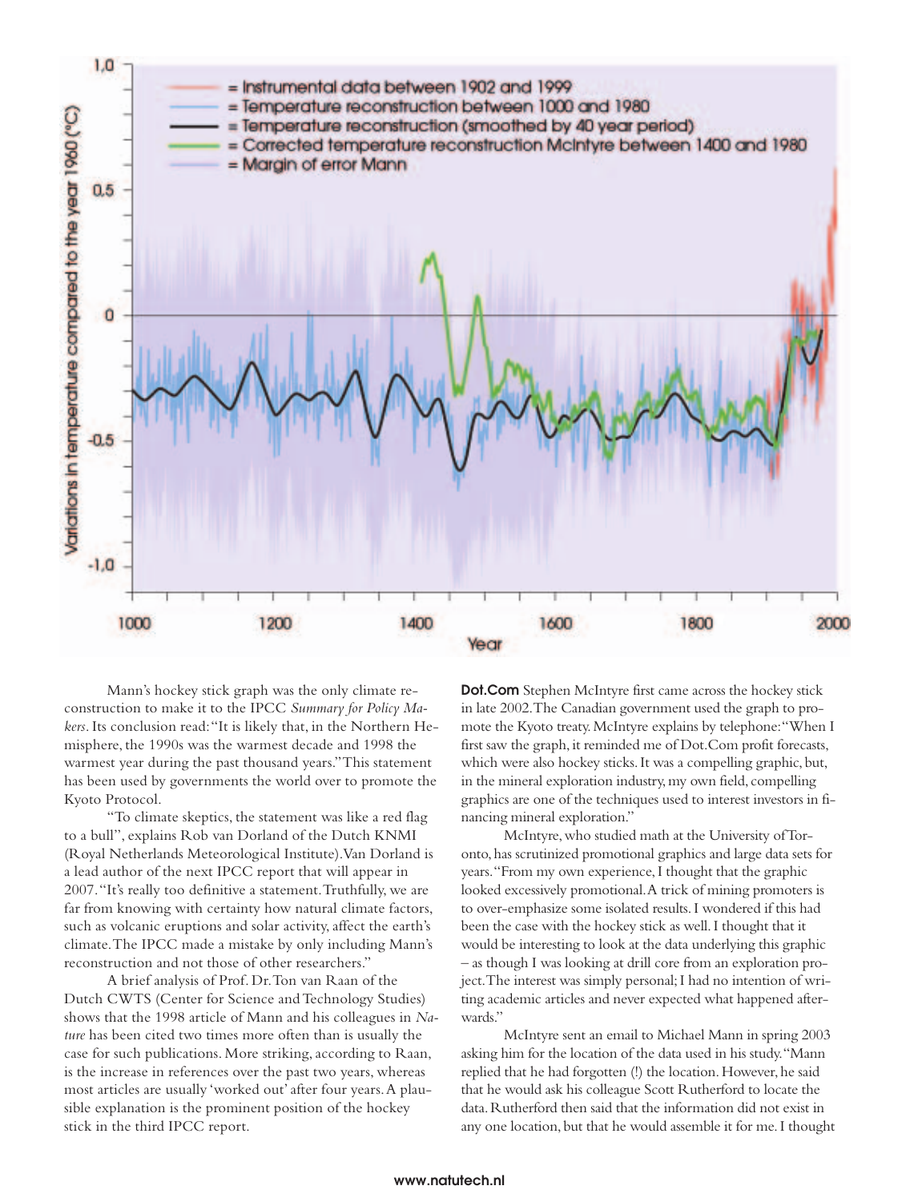Mann's hockey stick graph was the only climate reconstruction to make it to the IPCC *Summary for Policy Makers*. Its conclusion read: "It is likely that, in the Northern Hemisphere, the 1990s was the warmest decade and 1998 the warmest year during the past thousand years." This statement has been used by governments the world over to promote the Kyoto Protocol.

"To climate skeptics, the statement was like a red flag to a bull", explains Rob van Dorland of the Dutch KNMI (Royal Netherlands Meteorological Institute). Van Dorland is a lead author of the next IPCC report that will appear in 2007. "It's really too definitive a statement. Truthfully, we are far from knowing with certainty how natural climate factors, such as volcanic eruptions and solar activity, affect the earth's climate. The IPCC made a mistake by only including Mann's reconstruction and not those of other researchers."

A brief analysis of Prof. Dr. Ton van Raan of the Dutch CWTS (Center for Science and Technology Studies) shows that the 1998 article of Mann and his colleagues in *Nature* has been cited two times more often than is usually the case for such publications. More striking, according to Raan, is the increase in references over the past two years, whereas most articles are usually 'worked out' after four years. A plausible explanation is the prominent position of the hockey stick in the third IPCC report.

**Dot.Com** Stephen McIntyre first came across the hockey stick in late 2002. The Canadian government used the graph to promote the Kyoto treaty. McIntyre explains by telephone: "When I first saw the graph, it reminded me of Dot.Com profit forecasts, which were also hockey sticks. It was a compelling graphic, but, in the mineral exploration industry, my own field, compelling graphics are one of the techniques used to interest investors in financing mineral exploration."

McIntyre, who studied math at the University of Toronto, has scrutinized promotional graphics and large data sets for years. "From my own experience, I thought that the graphic looked excessively promotional. A trick of mining promoters is to over-emphasize some isolated results. I wondered if this had been the case with the hockey stick as well. I thought that it would be interesting to look at the data underlying this graphic – as though I was looking at drill core from an exploration project. The interest was simply personal; I had no intention of writing academic articles and never expected what happened afterwards."

McIntyre sent an email to Michael Mann in spring 2003 asking him for the location of the data used in his study. "Mann replied that he had forgotten (!) the location. However, he said that he would ask his colleague Scott Rutherford to locate the data. Rutherford then said that the information did not exist in any one location, but that he would assemble it for me. I thought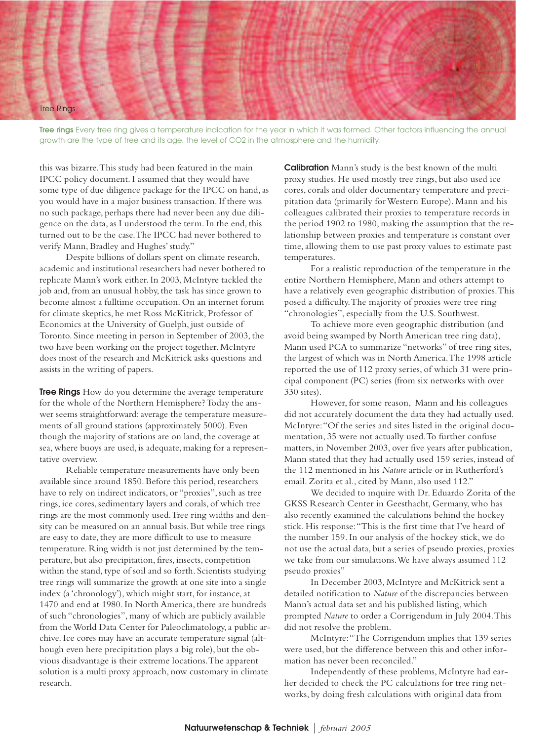**Tree rings** Every tree ring gives a temperature indication for the year in which it was formed. Other factors influencing the annual growth are the type of tree and its age, the level of $CO_2$ in the atmosphere and the humidity.

this was bizarre. This study had been featured in the main IPCC policy document. I assumed that they would have some type of due diligence package for the IPCC on hand, as you would have in a major business transaction. If there was no such package, perhaps there had never been any due diligence on the data, as I understood the term. In the end, this turned out to be the case. The IPCC had never bothered to verify Mann, Bradley and Hughes' study."

Despite billions of dollars spent on climate research, academic and institutional researchers had never bothered to replicate Mann's work either. In 2003, McIntyre tackled the job and, from an unusual hobby, the task has since grown to become almost a fulltime occupation. On an internet forum for climate skeptics, he met Ross McKitrick, Professor of Economics at the University of Guelph, just outside of Toronto. Since meeting in person in September of 2003, the two have been working on the project together. McIntyre does most of the research and McKitrick asks questions and assists in the writing of papers.

**Tree Rings** How do you determine the average temperature for the whole of the Northern Hemisphere? Today the answer seems straightforward: average the temperature measurements of all ground stations (approximately 5000). Even though the majority of stations are on land, the coverage at sea, where buoys are used, is adequate, making for a representative overview.

Reliable temperature measurements have only been available since around 1850. Before this period, researchers have to rely on indirect indicators, or "proxies", such as tree rings, ice cores, sedimentary layers and corals, of which tree rings are the most commonly used. Tree ring widths and density can be measured on an annual basis. But while tree rings are easy to date, they are more difficult to use to measure temperature. Ring width is not just determined by the temperature, but also precipitation, fires, insects, competition within the stand, type of soil and so forth. Scientists studying tree rings will summarize the growth at one site into a single index (a 'chronology'), which might start, for instance, at 1470 and end at 1980. In North America, there are hundreds of such "chronologies", many of which are publicly available from the World Data Center for Paleoclimatology, a public archive. Ice cores may have an accurate temperature signal (although even here precipitation plays a big role), but the obvious disadvantage is their extreme locations. The apparent solution is a multi proxy approach, now customary in climate research.

**Calibration** Mann's study is the best known of the multi proxy studies. He used mostly tree rings, but also used ice cores, corals and older documentary temperature and precipitation data (primarily for Western Europe). Mann and his colleagues calibrated their proxies to temperature records in the period 1902 to 1980, making the assumption that the relationship between proxies and temperature is constant over time, allowing them to use past proxy values to estimate past temperatures.

For a realistic reproduction of the temperature in the entire Northern Hemisphere, Mann and others attempt to have a relatively even geographic distribution of proxies. This posed a difficulty. The majority of proxies were tree ring "chronologies", especially from the U.S. Southwest.

To achieve more even geographic distribution (and avoid being swamped by North American tree ring data), Mann used PCA to summarize "networks" of tree ring sites, the largest of which was in North America. The 1998 article reported the use of 112 proxy series, of which 31 were principal component (PC) series (from six networks with over 330 sites).

However, for some reason, Mann and his colleagues did not accurately document the data they had actually used. McIntyre: "Of the series and sites listed in the original documentation, 35 were not actually used. To further confuse matters, in November 2003, over five years after publication, Mann stated that they had actually used 159 series, instead of the 112 mentioned in his *Nature* article or in Rutherford's email. Zorita et al., cited by Mann, also used 112."

We decided to inquire with Dr. Eduardo Zorita of the GKSS Research Center in Geesthacht, Germany, who has also recently examined the calculations behind the hockey stick. His response: "This is the first time that I've heard of the number 159. In our analysis of the hockey stick, we do not use the actual data, but a series of pseudo proxies, proxies we take from our simulations. We have always assumed 112 pseudo proxies"

In December 2003, McIntyre and McKitrick sent a detailed notification to *Nature* of the discrepancies between Mann's actual data set and his published listing, which prompted *Nature* to order a Corrigendum in July 2004. This did not resolve the problem.

McIntyre: "The Corrigendum implies that 139 series were used, but the difference between this and other information has never been reconciled."

Independently of these problems, McIntyre had earlier decided to check the PC calculations for tree ring networks, by doing fresh calculations with original data from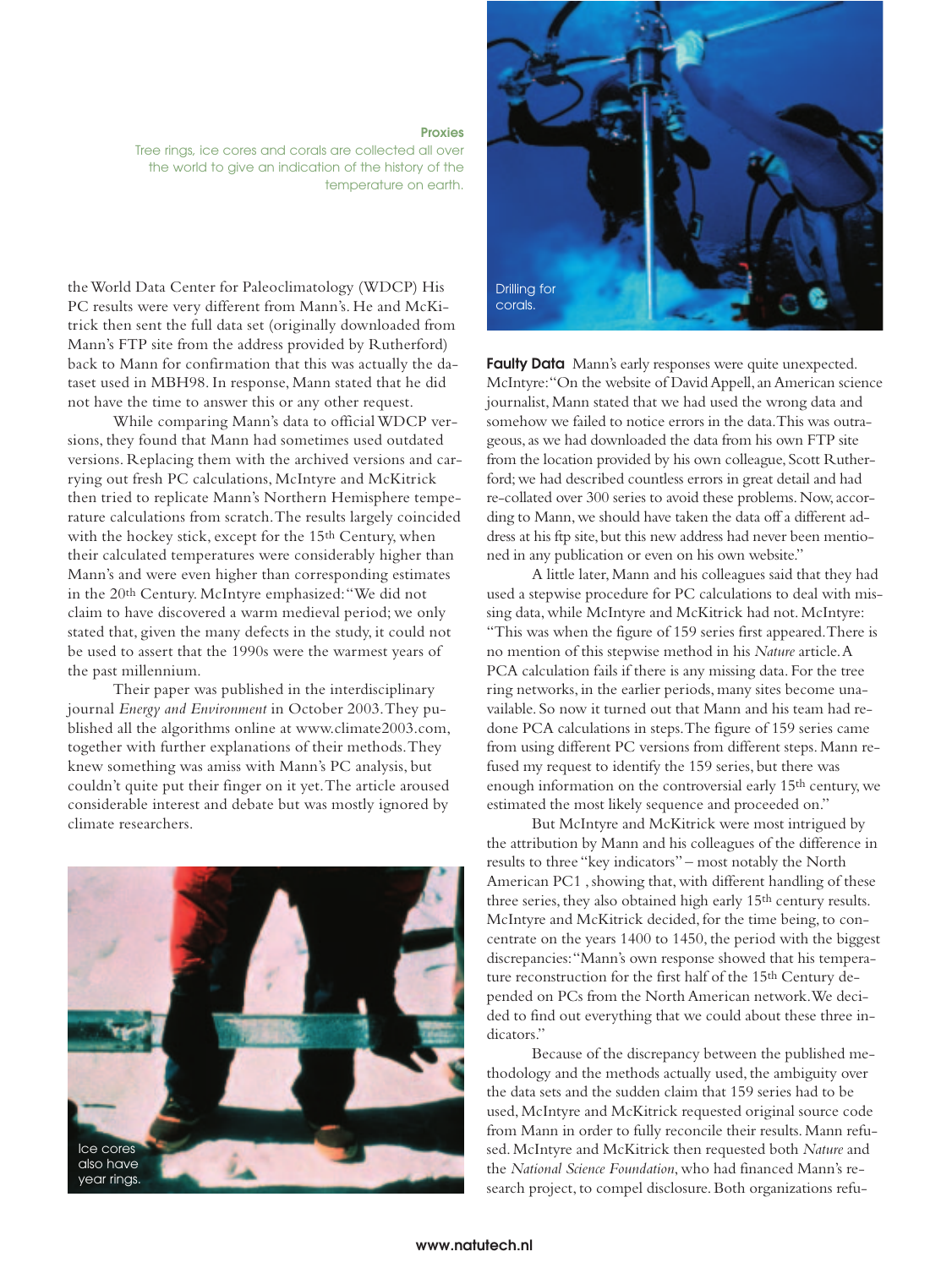**Proxies**
Tree rings, ice cores and corals are collected all over the world to give an indication of the history of the temperature on earth.

the World Data Center for Paleoclimatology (WDCP) His PC results were very different from Mann's. He and McKitrick then sent the full data set (originally downloaded from Mann's FTP site from the address provided by Rutherford) back to Mann for confirmation that this was actually the dataset used in MBH98. In response, Mann stated that he did not have the time to answer this or any other request.

While comparing Mann's data to official WDCP versions, they found that Mann had sometimes used outdated versions. Replacing them with the archived versions and carrying out fresh PC calculations, McIntyre and McKitrick then tried to replicate Mann's Northern Hemisphere temperature calculations from scratch. The results largely coincided with the hockey stick, except for the 15th Century, when their calculated temperatures were considerably higher than Mann's and were even higher than corresponding estimates in the 20th Century. McIntyre emphasized: "We did not claim to have discovered a warm medieval period; we only stated that, given the many defects in the study, it could not be used to assert that the 1990s were the warmest years of the past millennium.

Their paper was published in the interdisciplinary journal *Energy and Environment* in October 2003. They published all the algorithms online at www.climate2003.com, together with further explanations of their methods. They knew something was amiss with Mann's PC analysis, but couldn't quite put their finger on it yet. The article aroused considerable interest and debate but was mostly ignored by climate researchers.

Ice cores also have year rings.

Drilling for corals.

**Faulty Data** Mann's early responses were quite unexpected. McIntyre: "On the website of David Appell, an American science journalist, Mann stated that we had used the wrong data and somehow we failed to notice errors in the data. This was outrageous, as we had downloaded the data from his own FTP site from the location provided by his own colleague, Scott Rutherford; we had described countless errors in great detail and had re-collated over 300 series to avoid these problems. Now, according to Mann, we should have taken the data off a different address at his ftp site, but this new address had never been mentioned in any publication or even on his own website."

A little later, Mann and his colleagues said that they had used a stepwise procedure for PC calculations to deal with missing data, while McIntyre and McKitrick had not. McIntyre: "This was when the figure of 159 series first appeared. There is no mention of this stepwise method in his *Nature* article. A PCA calculation fails if there is any missing data. For the tree ring networks, in the earlier periods, many sites become unavailable. So now it turned out that Mann and his team had redone PCA calculations in steps. The figure of 159 series came from using different PC versions from different steps. Mann refused my request to identify the 159 series, but there was enough information on the controversial early 15th century, we estimated the most likely sequence and proceeded on."

But McIntyre and McKitrick were most intrigued by the attribution by Mann and his colleagues of the difference in results to three "key indicators" – most notably the North American PC1 , showing that, with different handling of these three series, they also obtained high early 15th century results. McIntyre and McKitrick decided, for the time being, to concentrate on the years 1400 to 1450, the period with the biggest discrepancies: "Mann's own response showed that his temperature reconstruction for the first half of the 15th Century depended on PCs from the North American network. We decided to find out everything that we could about these three indicators."

Because of the discrepancy between the published methodology and the methods actually used, the ambiguity over the data sets and the sudden claim that 159 series had to be used, McIntyre and McKitrick requested original source code from Mann in order to fully reconcile their results. Mann refused. McIntyre and McKitrick then requested both *Nature* and the *National Science Foundation*, who had financed Mann's research project, to compel disclosure. Both organizations refu-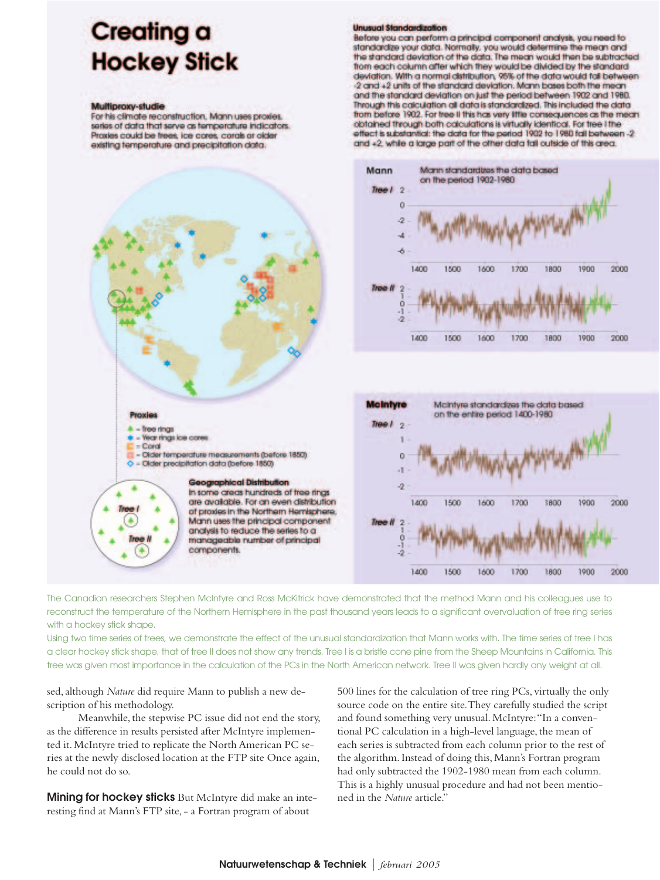# Creating a Hockey Stick

### Multiproxy-studie

For his climate reconstruction, Mann uses proxies, series of data that serve as temperature indicators. Proxies could be trees, ice cores, corals or older existing temperature and precipitation data.

### Unusual Standardization

Before you can perform a principal component analysis, you need to standardize your data. Normally, you would determine the mean and the standard deviation of the data. The mean would then be subtracted from each column after which they would be divided by the standard deviation. With a normal distribution, 95% of the data would fall between -2 and +2 units of the standard deviation. Mann bases both the mean and the standard deviation on just the period between 1902 and 1980. Through this calculation all data is standardized. This included the data from before 1902. For tree II this has very little consequences as the mean obtained through both calculations is virtually identical. For tree I the effect is substantial: the data for the period 1902 to 1980 fall between -2 and +2, while a large part of the other data fall outside of this area.

**Mann** — Mann standardizes the data based on the period 1902-1980

**McIntyre** — McIntyre standardizes the data based on the entire period 1400-1980

### Proxies

- Tree rings
- Year rings ice cores
- Coral
- Older temperature measurements (before 1850)
- Older precipitation data (before 1850)

### Geographical Distribution

In some areas hundreds of tree rings are available. For an even distribution of proxies in the Northern Hemisphere, Mann uses the principal component analysis to reduce the series to a manageable number of principal components.

The Canadian researchers Stephen McIntyre and Ross McKitrick have demonstrated that the method Mann and his colleagues use to reconstruct the temperature of the Northern Hemisphere in the past thousand years leads to a significant overvaluation of tree ring series with a hockey stick shape.

Using two time series of trees, we demonstrate the effect of the unusual standardization that Mann works with. The time series of tree I has a clear hockey stick shape, that of tree II does not show any trends. Tree I is a bristle cone pine from the Sheep Mountains in California. This tree was given most importance in the calculation of the PCs in the North American network. Tree II was given hardly any weight at all.

sed, although *Nature* did require Mann to publish a new description of his methodology.

Meanwhile, the stepwise PC issue did not end the story, as the difference in results persisted after McIntyre implemented it. McIntyre tried to replicate the North American PC series at the newly disclosed location at the FTP site Once again, he could not do so.

**Mining for hockey sticks** But McIntyre did make an interesting find at Mann's FTP site, - a Fortran program of about 500 lines for the calculation of tree ring PCs, virtually the only source code on the entire site. They carefully studied the script and found something very unusual. McIntyre: "In a conventional PC calculation in a high-level language, the mean of each series is subtracted from each column prior to the rest of the algorithm. Instead of doing this, Mann's Fortran program had only subtracted the 1902-1980 mean from each column. This is a highly unusual procedure and had not been mentioned in the *Nature* article."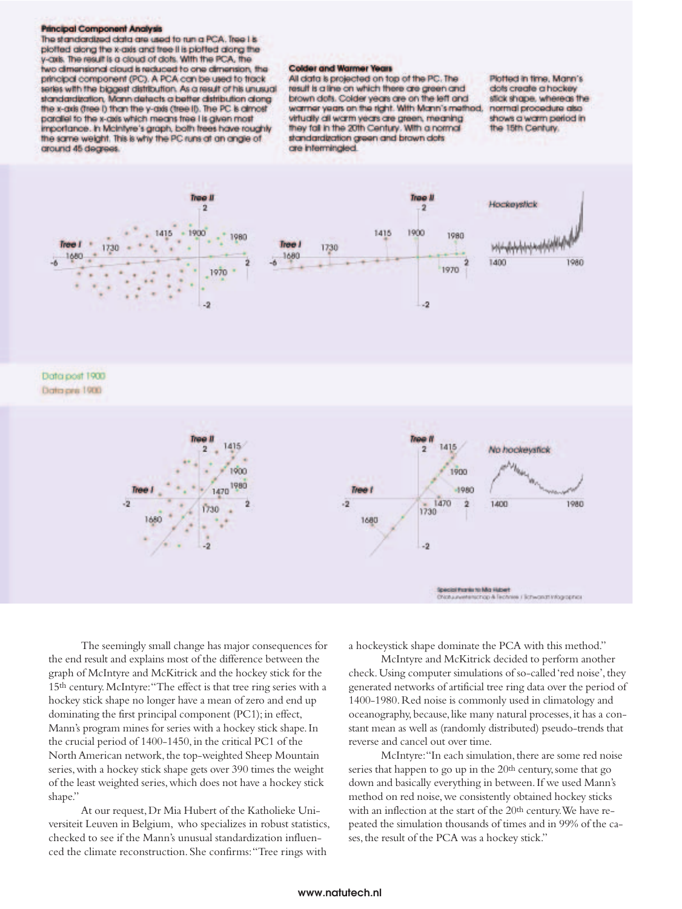**Principal Component Analysis**
The standardized data are used to run a PCA. Tree I is plotted along the x-axis and tree II is plotted along the y-axis. The result is a cloud of dots. With the PCA, the two dimensional cloud is reduced to one dimension, the principal component (PC). A PCA can be used to track series with the biggest distribution. As a result of his unusual standardization, Mann detects a better distribution along the x-axis (tree I) than the y-axis (tree II). The PC is almost parallel to the x-axis which means tree I is given most importance. In McIntyre's graph, both trees have roughly the same weight. This is why the PC runs at an angle of around 45 degrees.

**Colder and Warmer Years**
All data is projected on top of the PC. The result is a line on which there are green and brown dots. Colder years are on the left and warmer years on the right. With Mann's method, virtually all warm years are green, meaning they fall in the 20th Century. With a normal standardization green and brown dots are intermingled.

Plotted in time, Mann's dots create a hockey stick shape, whereas the normal procedure also shows a warm period in the 15th Century.

Hockeystick

No hockeystick

Data post 1900
Data pre 1900

Special thanks to Mia Hubert
Natuurwetenschap & Techniek / Schwandt Infographics

The seemingly small change has major consequences for the end result and explains most of the difference between the graph of McIntyre and McKitrick and the hockey stick for the 15th century. McIntyre: "The effect is that tree ring series with a hockey stick shape no longer have a mean of zero and end up dominating the first principal component (PC1); in effect, Mann's program mines for series with a hockey stick shape. In the crucial period of 1400-1450, in the critical PC1 of the North American network, the top-weighted Sheep Mountain series, with a hockey stick shape gets over 390 times the weight of the least weighted series, which does not have a hockey stick shape."

At our request, Dr Mia Hubert of the Katholieke Universiteit Leuven in Belgium, who specializes in robust statistics, checked to see if the Mann's unusual standardization influenced the climate reconstruction. She confirms: "Tree rings with a hockeystick shape dominate the PCA with this method."

McIntyre and McKitrick decided to perform another check. Using computer simulations of so-called 'red noise', they generated networks of artificial tree ring data over the period of 1400-1980. Red noise is commonly used in climatology and oceanography, because, like many natural processes, it has a constant mean as well as (randomly distributed) pseudo-trends that reverse and cancel out over time.

McIntyre: "In each simulation, there are some red noise series that happen to go up in the 20th century, some that go down and basically everything in between. If we used Mann's method on red noise, we consistently obtained hockey sticks with an inflection at the start of the 20th century. We have repeated the simulation thousands of times and in 99% of the cases, the result of the PCA was a hockey stick."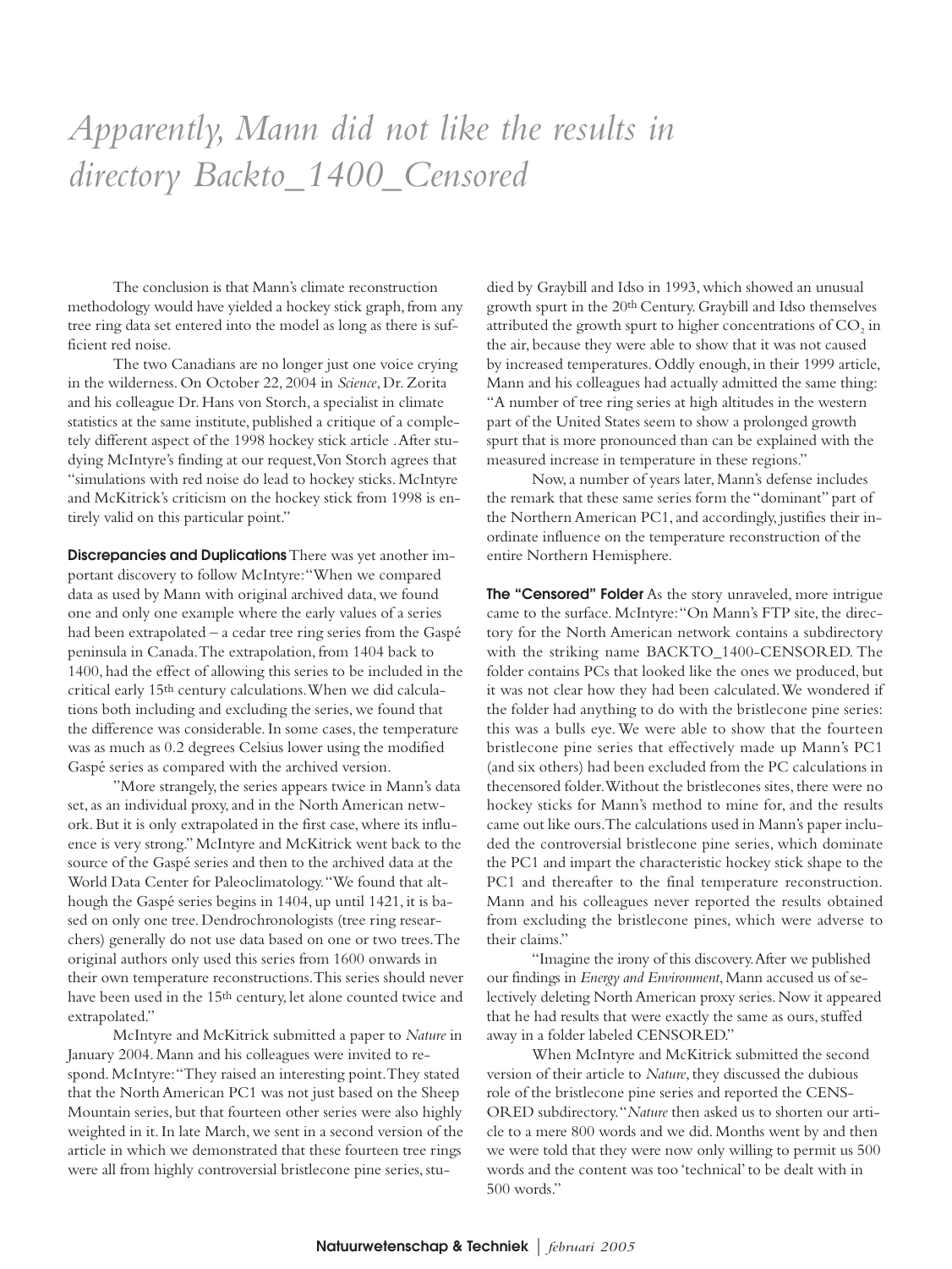# *Apparently, Mann did not like the results in directory Backto_1400_Censored*

The conclusion is that Mann's climate reconstruction methodology would have yielded a hockey stick graph, from any tree ring data set entered into the model as long as there is sufficient red noise.

The two Canadians are no longer just one voice crying in the wilderness. On October 22, 2004 in *Science*, Dr. Zorita and his colleague Dr. Hans von Storch, a specialist in climate statistics at the same institute, published a critique of a completely different aspect of the 1998 hockey stick article . After studying McIntyre's finding at our request, Von Storch agrees that "simulations with red noise do lead to hockey sticks. McIntyre and McKitrick's criticism on the hockey stick from 1998 is entirely valid on this particular point."

**Discrepancies and Duplications** There was yet another important discovery to follow McIntyre: "When we compared data as used by Mann with original archived data, we found one and only one example where the early values of a series had been extrapolated – a cedar tree ring series from the Gaspé peninsula in Canada. The extrapolation, from 1404 back to 1400, had the effect of allowing this series to be included in the critical early 15th century calculations. When we did calculations both including and excluding the series, we found that the difference was considerable. In some cases, the temperature was as much as 0.2 degrees Celsius lower using the modified Gaspé series as compared with the archived version.

"More strangely, the series appears twice in Mann's data set, as an individual proxy, and in the North American network. But it is only extrapolated in the first case, where its influence is very strong." McIntyre and McKitrick went back to the source of the Gaspé series and then to the archived data at the World Data Center for Paleoclimatology. "We found that although the Gaspé series begins in 1404, up until 1421, it is based on only one tree. Dendrochronologists (tree ring researchers) generally do not use data based on one or two trees. The original authors only used this series from 1600 onwards in their own temperature reconstructions. This series should never have been used in the 15th century, let alone counted twice and extrapolated."

McIntyre and McKitrick submitted a paper to *Nature* in January 2004. Mann and his colleagues were invited to respond. McIntyre: "They raised an interesting point. They stated that the North American PC1 was not just based on the Sheep Mountain series, but that fourteen other series were also highly weighted in it. In late March, we sent in a second version of the article in which we demonstrated that these fourteen tree rings were all from highly controversial bristlecone pine series, studied by Graybill and Idso in 1993, which showed an unusual growth spurt in the 20th Century. Graybill and Idso themselves attributed the growth spurt to higher concentrations of $CO_2$ in the air, because they were able to show that it was not caused by increased temperatures. Oddly enough, in their 1999 article, Mann and his colleagues had actually admitted the same thing: "A number of tree ring series at high altitudes in the western part of the United States seem to show a prolonged growth spurt that is more pronounced than can be explained with the measured increase in temperature in these regions."

Now, a number of years later, Mann's defense includes the remark that these same series form the "dominant" part of the Northern American PC1, and accordingly, justifies their inordinate influence on the temperature reconstruction of the entire Northern Hemisphere.

**The "Censored" Folder** As the story unraveled, more intrigue came to the surface. McIntyre: "On Mann's FTP site, the directory for the North American network contains a subdirectory with the striking name BACKTO_1400-CENSORED. The folder contains PCs that looked like the ones we produced, but it was not clear how they had been calculated. We wondered if the folder had anything to do with the bristlecone pine series: this was a bulls eye. We were able to show that the fourteen bristlecone pine series that effectively made up Mann's PC1 (and six others) had been excluded from the PC calculations in thecensored folder. Without the bristlecones sites, there were no hockey sticks for Mann's method to mine for, and the results came out like ours. The calculations used in Mann's paper included the controversial bristlecone pine series, which dominate the PC1 and impart the characteristic hockey stick shape to the PC1 and thereafter to the final temperature reconstruction. Mann and his colleagues never reported the results obtained from excluding the bristlecone pines, which were adverse to their claims."

"Imagine the irony of this discovery. After we published our findings in *Energy and Environment*, Mann accused us of selectively deleting North American proxy series. Now it appeared that he had results that were exactly the same as ours, stuffed away in a folder labeled CENSORED."

When McIntyre and McKitrick submitted the second version of their article to *Nature*, they discussed the dubious role of the bristlecone pine series and reported the CENSORED subdirectory. "*Nature* then asked us to shorten our article to a mere 800 words and we did. Months went by and then we were told that they were now only willing to permit us 500 words and the content was too 'technical' to be dealt with in 500 words."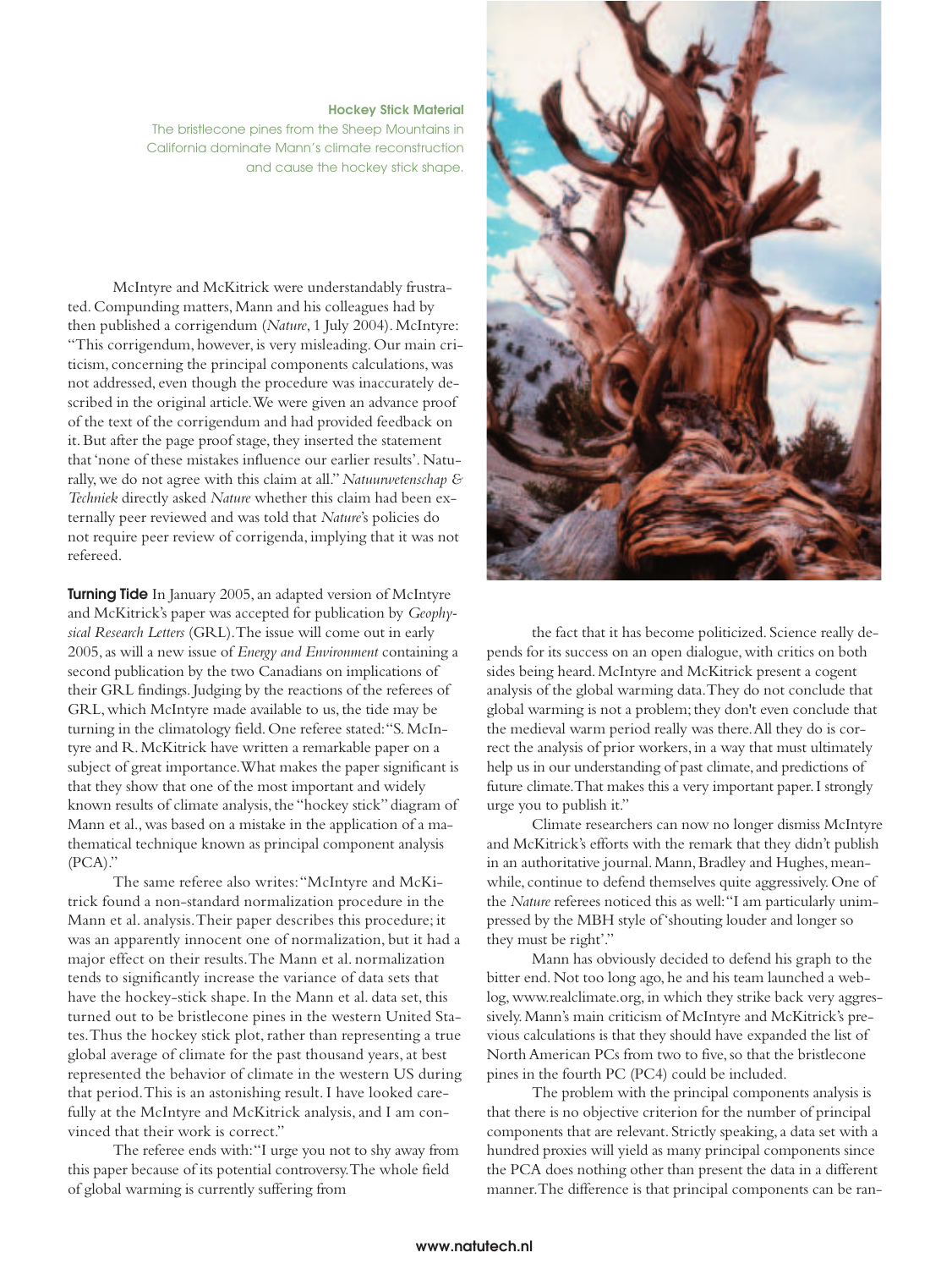**Hockey Stick Material**
The bristlecone pines from the Sheep Mountains in California dominate Mann's climate reconstruction and cause the hockey stick shape.

McIntyre and McKitrick were understandably frustrated. Compunding matters, Mann and his colleagues had by then published a corrigendum (*Nature*, 1 July 2004). McIntyre: "This corrigendum, however, is very misleading. Our main criticism, concerning the principal components calculations, was not addressed, even though the procedure was inaccurately described in the original article. We were given an advance proof of the text of the corrigendum and had provided feedback on it. But after the page proof stage, they inserted the statement that 'none of these mistakes influence our earlier results'. Naturally, we do not agree with this claim at all." *Natuurwetenschap & Techniek* directly asked *Nature* whether this claim had been externally peer reviewed and was told that *Nature*'s policies do not require peer review of corrigenda, implying that it was not refereed.

**Turning Tide** In January 2005, an adapted version of McIntyre and McKitrick's paper was accepted for publication by *Geophysical Research Letters* (GRL). The issue will come out in early 2005, as will a new issue of *Energy and Environment* containing a second publication by the two Canadians on implications of their GRL findings. Judging by the reactions of the referees of GRL, which McIntyre made available to us, the tide may be turning in the climatology field. One referee stated: "S. McIntyre and R. McKitrick have written a remarkable paper on a subject of great importance. What makes the paper significant is that they show that one of the most important and widely known results of climate analysis, the "hockey stick" diagram of Mann et al., was based on a mistake in the application of a mathematical technique known as principal component analysis (PCA)."

The same referee also writes: "McIntyre and McKitrick found a non-standard normalization procedure in the Mann et al. analysis. Their paper describes this procedure; it was an apparently innocent one of normalization, but it had a major effect on their results. The Mann et al. normalization tends to significantly increase the variance of data sets that have the hockey-stick shape. In the Mann et al. data set, this turned out to be bristlecone pines in the western United States. Thus the hockey stick plot, rather than representing a true global average of climate for the past thousand years, at best represented the behavior of climate in the western US during that period. This is an astonishing result. I have looked carefully at the McIntyre and McKitrick analysis, and I am convinced that their work is correct."

The referee ends with: "I urge you not to shy away from this paper because of its potential controversy. The whole field of global warming is currently suffering from the fact that it has become politicized. Science really depends for its success on an open dialogue, with critics on both sides being heard. McIntyre and McKitrick present a cogent analysis of the global warming data. They do not conclude that global warming is not a problem; they don't even conclude that the medieval warm period really was there. All they do is correct the analysis of prior workers, in a way that must ultimately help us in our understanding of past climate, and predictions of future climate. That makes this a very important paper. I strongly urge you to publish it."

Climate researchers can now no longer dismiss McIntyre and McKitrick's efforts with the remark that they didn't publish in an authoritative journal. Mann, Bradley and Hughes, meanwhile, continue to defend themselves quite aggressively. One of the *Nature* referees noticed this as well: "I am particularly unimpressed by the MBH style of 'shouting louder and longer so they must be right'."

Mann has obviously decided to defend his graph to the bitter end. Not too long ago, he and his team launched a weblog, www.realclimate.org, in which they strike back very aggressively. Mann's main criticism of McIntyre and McKitrick's previous calculations is that they should have expanded the list of North American PCs from two to five, so that the bristlecone pines in the fourth PC (PC4) could be included.

The problem with the principal components analysis is that there is no objective criterion for the number of principal components that are relevant. Strictly speaking, a data set with a hundred proxies will yield as many principal components since the PCA does nothing other than present the data in a different manner. The difference is that principal components can be ran-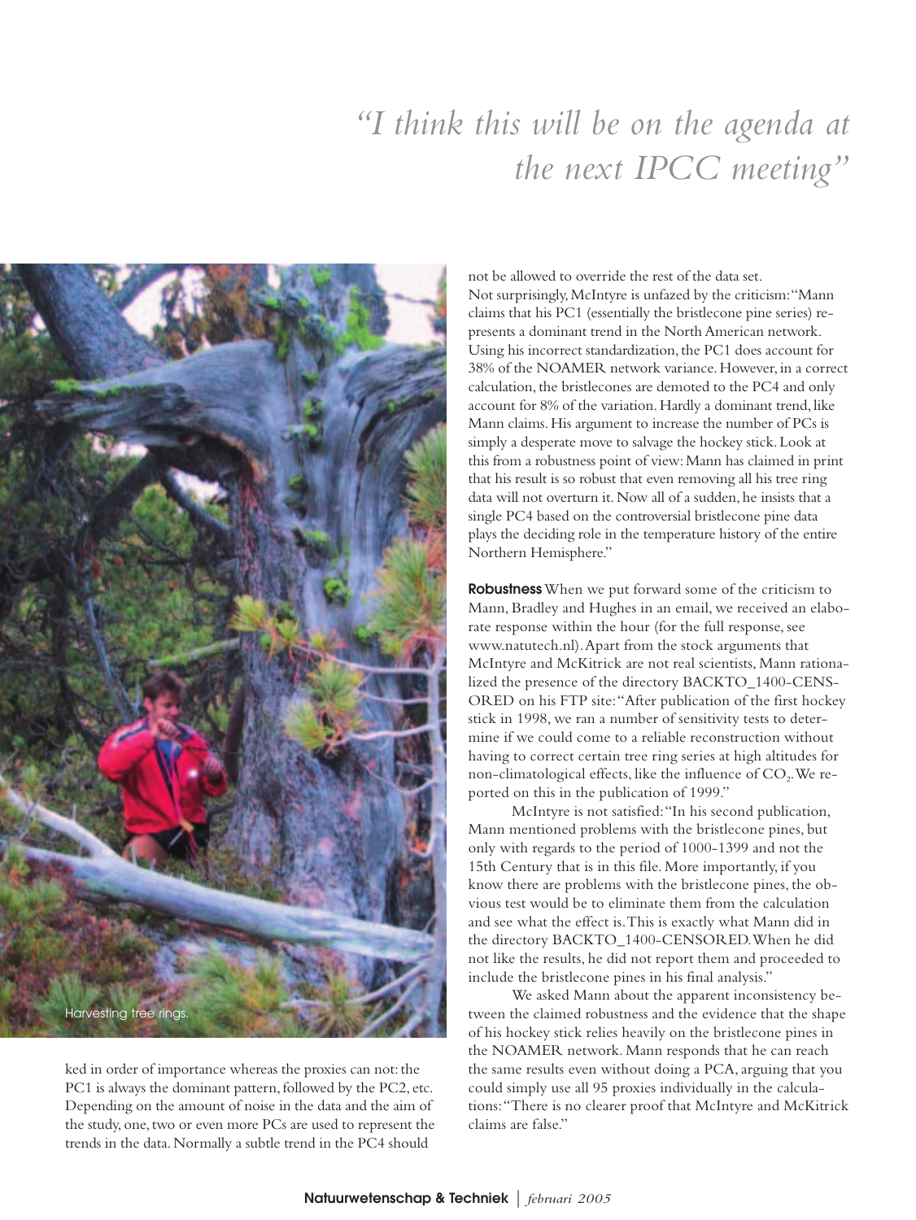*"I think this will be on the agenda at the next IPCC meeting"*

Harvesting tree rings.

ked in order of importance whereas the proxies can not: the PC1 is always the dominant pattern, followed by the PC2, etc. Depending on the amount of noise in the data and the aim of the study, one, two or even more PCs are used to represent the trends in the data. Normally a subtle trend in the PC4 should not be allowed to override the rest of the data set.

Not surprisingly, McIntyre is unfazed by the criticism: "Mann claims that his PC1 (essentially the bristlecone pine series) represents a dominant trend in the North American network. Using his incorrect standardization, the PC1 does account for 38% of the NOAMER network variance. However, in a correct calculation, the bristlecones are demoted to the PC4 and only account for 8% of the variation. Hardly a dominant trend, like Mann claims. His argument to increase the number of PCs is simply a desperate move to salvage the hockey stick. Look at this from a robustness point of view: Mann has claimed in print that his result is so robust that even removing all his tree ring data will not overturn it. Now all of a sudden, he insists that a single PC4 based on the controversial bristlecone pine data plays the deciding role in the temperature history of the entire Northern Hemisphere."

**Robustness** When we put forward some of the criticism to Mann, Bradley and Hughes in an email, we received an elaborate response within the hour (for the full response, see www.natutech.nl). Apart from the stock arguments that McIntyre and McKitrick are not real scientists, Mann rationalized the presence of the directory BACKTO_1400-CENSORED on his FTP site: "After publication of the first hockey stick in 1998, we ran a number of sensitivity tests to determine if we could come to a reliable reconstruction without having to correct certain tree ring series at high altitudes for non-climatological effects, like the influence of $CO_2$. We reported on this in the publication of 1999."

McIntyre is not satisfied: "In his second publication, Mann mentioned problems with the bristlecone pines, but only with regards to the period of 1000-1399 and not the 15th Century that is in this file. More importantly, if you know there are problems with the bristlecone pines, the obvious test would be to eliminate them from the calculation and see what the effect is. This is exactly what Mann did in the directory BACKTO_1400-CENSORED. When he did not like the results, he did not report them and proceeded to include the bristlecone pines in his final analysis."

We asked Mann about the apparent inconsistency between the claimed robustness and the evidence that the shape of his hockey stick relies heavily on the bristlecone pines in the NOAMER network. Mann responds that he can reach the same results even without doing a PCA, arguing that you could simply use all 95 proxies individually in the calculations: "There is no clearer proof that McIntyre and McKitrick claims are false."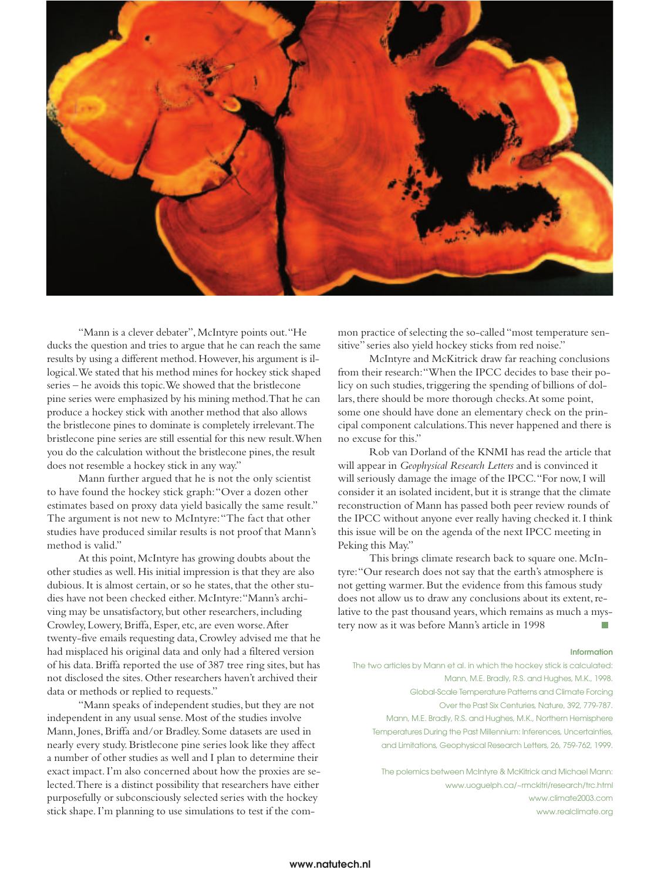"Mann is a clever debater", McIntyre points out. "He ducks the question and tries to argue that he can reach the same results by using a different method. However, his argument is illogical. We stated that his method mines for hockey stick shaped series – he avoids this topic. We showed that the bristlecone pine series were emphasized by his mining method. That he can produce a hockey stick with another method that also allows the bristlecone pines to dominate is completely irrelevant. The bristlecone pine series are still essential for this new result. When you do the calculation without the bristlecone pines, the result does not resemble a hockey stick in any way."

Mann further argued that he is not the only scientist to have found the hockey stick graph: "Over a dozen other estimates based on proxy data yield basically the same result." The argument is not new to McIntyre: "The fact that other studies have produced similar results is not proof that Mann's method is valid."

At this point, McIntyre has growing doubts about the other studies as well. His initial impression is that they are also dubious. It is almost certain, or so he states, that the other studies have not been checked either. McIntyre: "Mann's archiving may be unsatisfactory, but other researchers, including Crowley, Lowery, Briffa, Esper, etc, are even worse. After twenty-five emails requesting data, Crowley advised me that he had misplaced his original data and only had a filtered version of his data. Briffa reported the use of 387 tree ring sites, but has not disclosed the sites. Other researchers haven't archived their data or methods or replied to requests."

"Mann speaks of independent studies, but they are not independent in any usual sense. Most of the studies involve Mann, Jones, Briffa and/or Bradley. Some datasets are used in nearly every study. Bristlecone pine series look like they affect a number of other studies as well and I plan to determine their exact impact. I'm also concerned about how the proxies are selected. There is a distinct possibility that researchers have either purposefully or subconsciously selected series with the hockey stick shape. I'm planning to use simulations to test if the common practice of selecting the so-called "most temperature sensitive" series also yield hockey sticks from red noise."

McIntyre and McKitrick draw far reaching conclusions from their research: "When the IPCC decides to base their policy on such studies, triggering the spending of billions of dollars, there should be more thorough checks. At some point, some one should have done an elementary check on the principal component calculations. This never happened and there is no excuse for this."

Rob van Dorland of the KNMI has read the article that will appear in *Geophysical Research Letters* and is convinced it will seriously damage the image of the IPCC. "For now, I will consider it an isolated incident, but it is strange that the climate reconstruction of Mann has passed both peer review rounds of the IPCC without anyone ever really having checked it. I think this issue will be on the agenda of the next IPCC meeting in Peking this May."

This brings climate research back to square one. McIntyre: "Our research does not say that the earth's atmosphere is not getting warmer. But the evidence from this famous study does not allow us to draw any conclusions about its extent, relative to the past thousand years, which remains as much a mystery now as it was before Mann's article in 1998

**Information**

The two articles by Mann et al. in which the hockey stick is calculated:
Mann, M.E. Bradly, R.S. and Hughes, M.K., 1998.
Global-Scale Temperature Patterns and Climate Forcing
Over the Past Six Centuries, Nature, 392, 779-787.
Mann, M.E. Bradly, R.S. and Hughes, M.K., Northern Hemisphere
Temperatures During the Past Millennium: Inferences, Uncertainties,
and Limitations, Geophysical Research Letters, 26, 759-762, 1999.

The polemics between McIntyre & McKitrick and Michael Mann:
www.uoguelph.ca/~rmckitri/research/trc.html
www.climate2003.com
www.realclimate.org